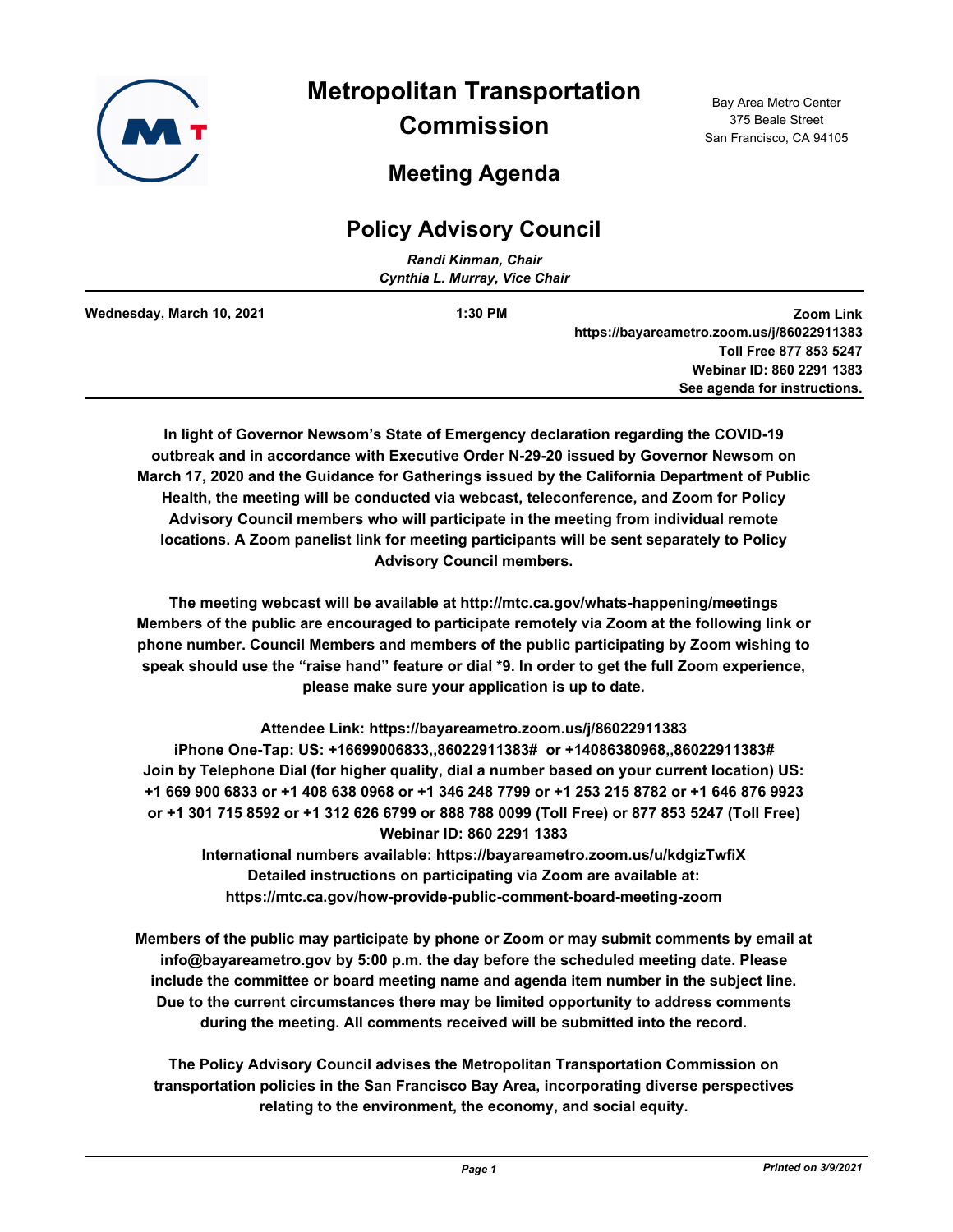# Metropolitan Transportation Commission

Bay Area Metro Center
375 Beale Street
San Francisco, CA 94105

## Meeting Agenda

## Policy Advisory Council

*Randi Kinman, Chair*
*Cynthia L. Murray, Vice Chair*

**Wednesday, March 10, 2021** | **1:30 PM** | **Zoom Link https://bayareametro.zoom.us/j/86022911383 Toll Free 877 853 5247 Webinar ID: 860 2291 1383 See agenda for instructions.**

**In light of Governor Newsom's State of Emergency declaration regarding the COVID-19 outbreak and in accordance with Executive Order N-29-20 issued by Governor Newsom on March 17, 2020 and the Guidance for Gatherings issued by the California Department of Public Health, the meeting will be conducted via webcast, teleconference, and Zoom for Policy Advisory Council members who will participate in the meeting from individual remote locations. A Zoom panelist link for meeting participants will be sent separately to Policy Advisory Council members.**

**The meeting webcast will be available at http://mtc.ca.gov/whats-happening/meetings Members of the public are encouraged to participate remotely via Zoom at the following link or phone number. Council Members and members of the public participating by Zoom wishing to speak should use the "raise hand" feature or dial *9. In order to get the full Zoom experience, please make sure your application is up to date.**

**Attendee Link: https://bayareametro.zoom.us/j/86022911383**
**iPhone One-Tap: US: +16699006833,,86022911383# or +14086380968,,86022911383#**
**Join by Telephone Dial (for higher quality, dial a number based on your current location) US: +1 669 900 6833 or +1 408 638 0968 or +1 346 248 7799 or +1 253 215 8782 or +1 646 876 9923 or +1 301 715 8592 or +1 312 626 6799 or 888 788 0099 (Toll Free) or 877 853 5247 (Toll Free)**
**Webinar ID: 860 2291 1383**
**International numbers available: https://bayareametro.zoom.us/u/kdgizTwfiX**
**Detailed instructions on participating via Zoom are available at: https://mtc.ca.gov/how-provide-public-comment-board-meeting-zoom**

**Members of the public may participate by phone or Zoom or may submit comments by email at info@bayareametro.gov by 5:00 p.m. the day before the scheduled meeting date. Please include the committee or board meeting name and agenda item number in the subject line. Due to the current circumstances there may be limited opportunity to address comments during the meeting. All comments received will be submitted into the record.**

**The Policy Advisory Council advises the Metropolitan Transportation Commission on transportation policies in the San Francisco Bay Area, incorporating diverse perspectives relating to the environment, the economy, and social equity.**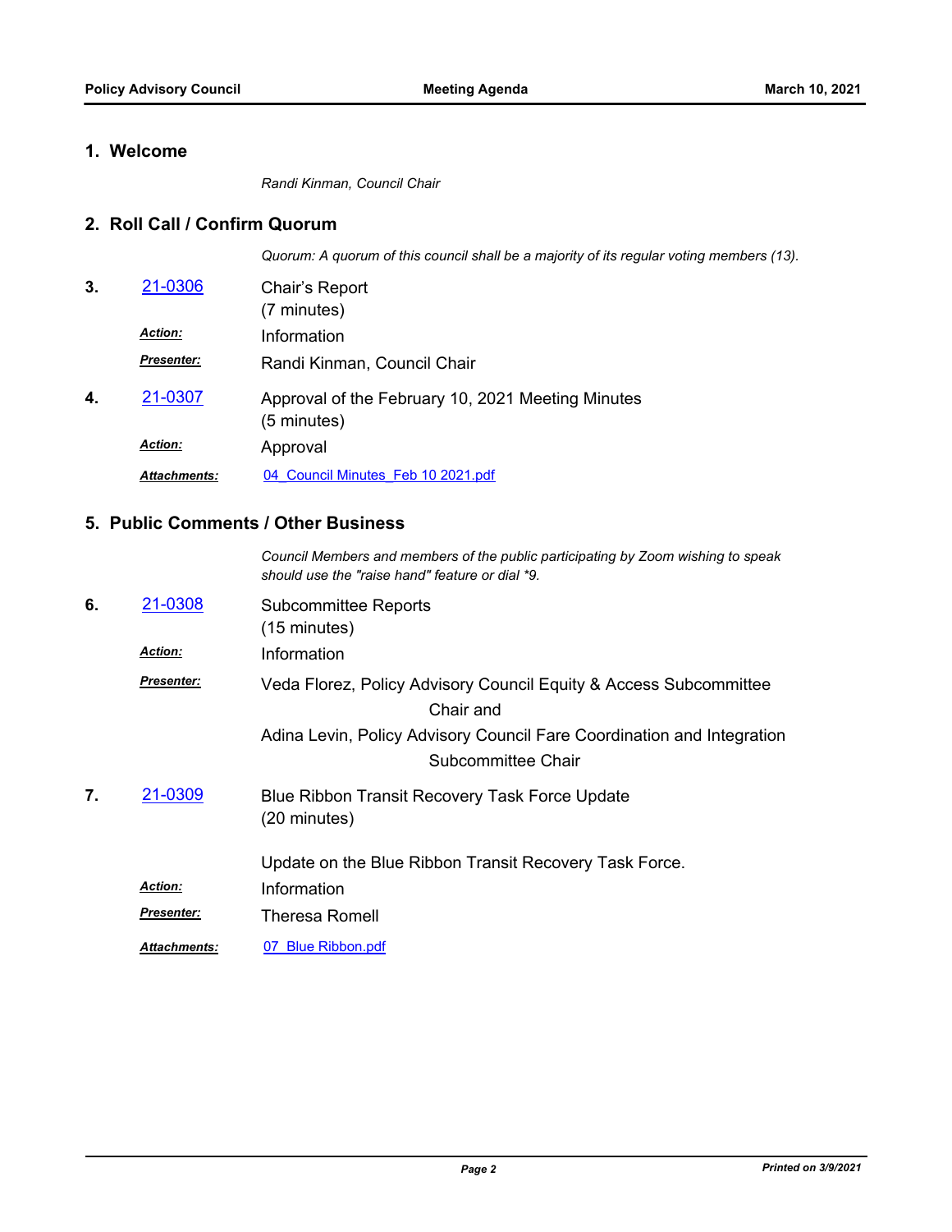## 1. Welcome

*Randi Kinman, Council Chair*

## 2. Roll Call / Confirm Quorum

*Quorum: A quorum of this council shall be a majority of its regular voting members (13).*

**3.** 21-0306 Chair's Report
(7 minutes)

***Action:*** Information

***Presenter:*** Randi Kinman, Council Chair

**4.** 21-0307 Approval of the February 10, 2021 Meeting Minutes
(5 minutes)

***Action:*** Approval

***Attachments:*** 04_Council Minutes_Feb 10 2021.pdf

## 5. Public Comments / Other Business

*Council Members and members of the public participating by Zoom wishing to speak should use the "raise hand" feature or dial *9.*

**6.** 21-0308 Subcommittee Reports
(15 minutes)

***Action:*** Information

***Presenter:*** Veda Florez, Policy Advisory Council Equity & Access Subcommittee Chair and
Adina Levin, Policy Advisory Council Fare Coordination and Integration Subcommittee Chair

**7.** 21-0309 Blue Ribbon Transit Recovery Task Force Update
(20 minutes)

Update on the Blue Ribbon Transit Recovery Task Force.

***Action:*** Information

***Presenter:*** Theresa Romell

***Attachments:*** 07_Blue Ribbon.pdf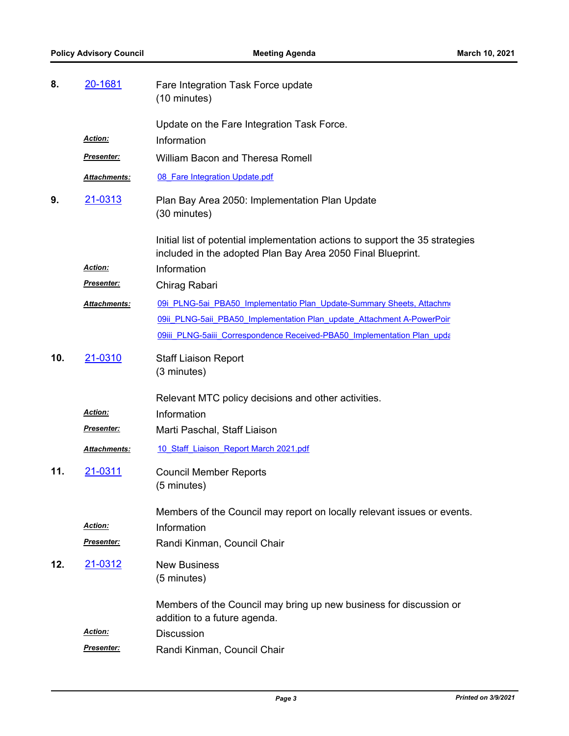**8.** 20-1681 Fare Integration Task Force update
(10 minutes)

Update on the Fare Integration Task Force.

***Action:*** Information

***Presenter:*** William Bacon and Theresa Romell

***Attachments:*** 08_Fare Integration Update.pdf

**9.** 21-0313 Plan Bay Area 2050: Implementation Plan Update
(30 minutes)

Initial list of potential implementation actions to support the 35 strategies included in the adopted Plan Bay Area 2050 Final Blueprint.

***Action:*** Information

***Presenter:*** Chirag Rabari

***Attachments:*** 09i_PLNG-5ai_PBA50_Implementatio Plan_Update-Summary Sheets, Attachm
09ii_PLNG-5aii_PBA50_Implementation Plan_update_Attachment A-PowerPoir
09iii_PLNG-5aiii_Correspondence Received-PBA50_Implementation Plan_upda

**10.** 21-0310 Staff Liaison Report
(3 minutes)

Relevant MTC policy decisions and other activities.

***Action:*** Information

***Presenter:*** Marti Paschal, Staff Liaison

***Attachments:*** 10_Staff_Liaison_Report March 2021.pdf

**11.** 21-0311 Council Member Reports
(5 minutes)

Members of the Council may report on locally relevant issues or events.

***Action:*** Information

***Presenter:*** Randi Kinman, Council Chair

**12.** 21-0312 New Business
(5 minutes)

Members of the Council may bring up new business for discussion or addition to a future agenda.

***Action:*** Discussion

***Presenter:*** Randi Kinman, Council Chair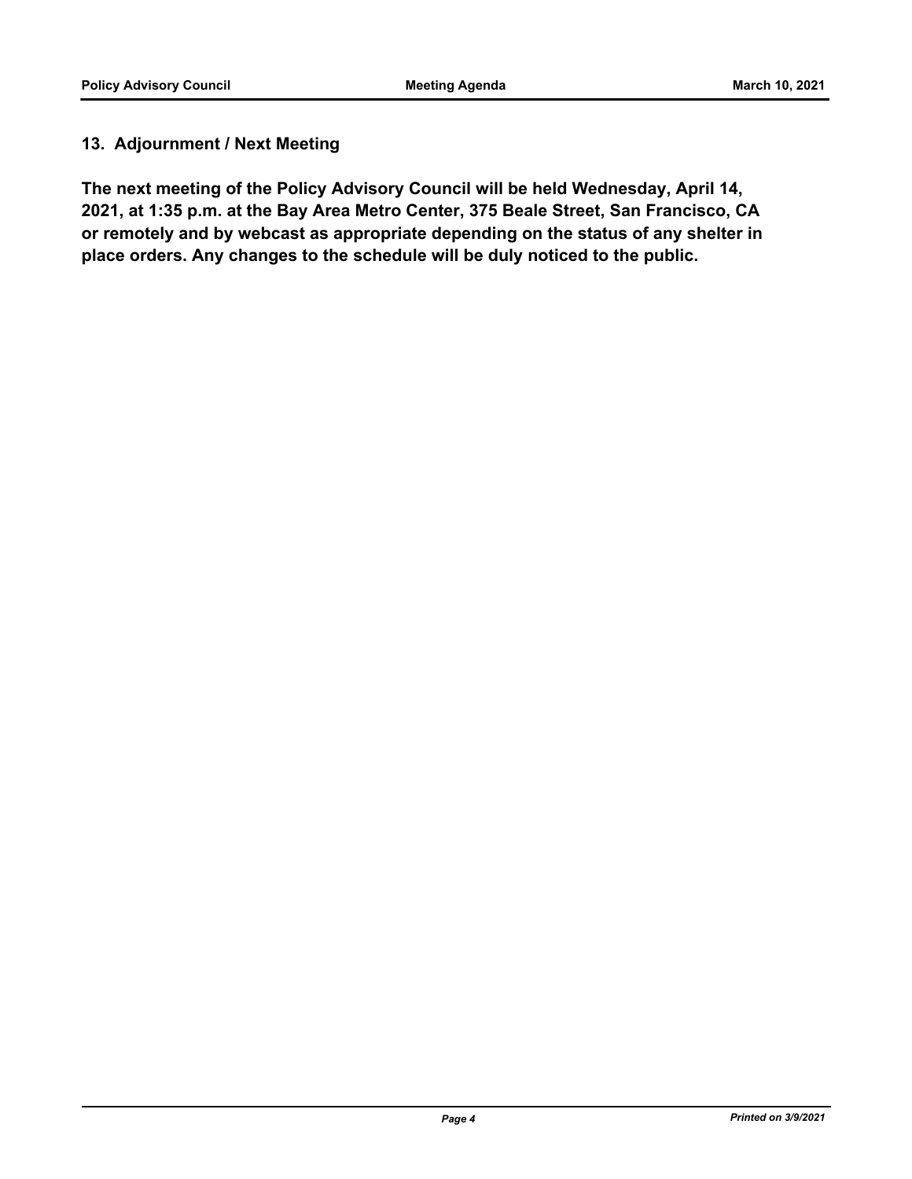## 13. Adjournment / Next Meeting

**The next meeting of the Policy Advisory Council will be held Wednesday, April 14, 2021, at 1:35 p.m. at the Bay Area Metro Center, 375 Beale Street, San Francisco, CA or remotely and by webcast as appropriate depending on the status of any shelter in place orders. Any changes to the schedule will be duly noticed to the public.**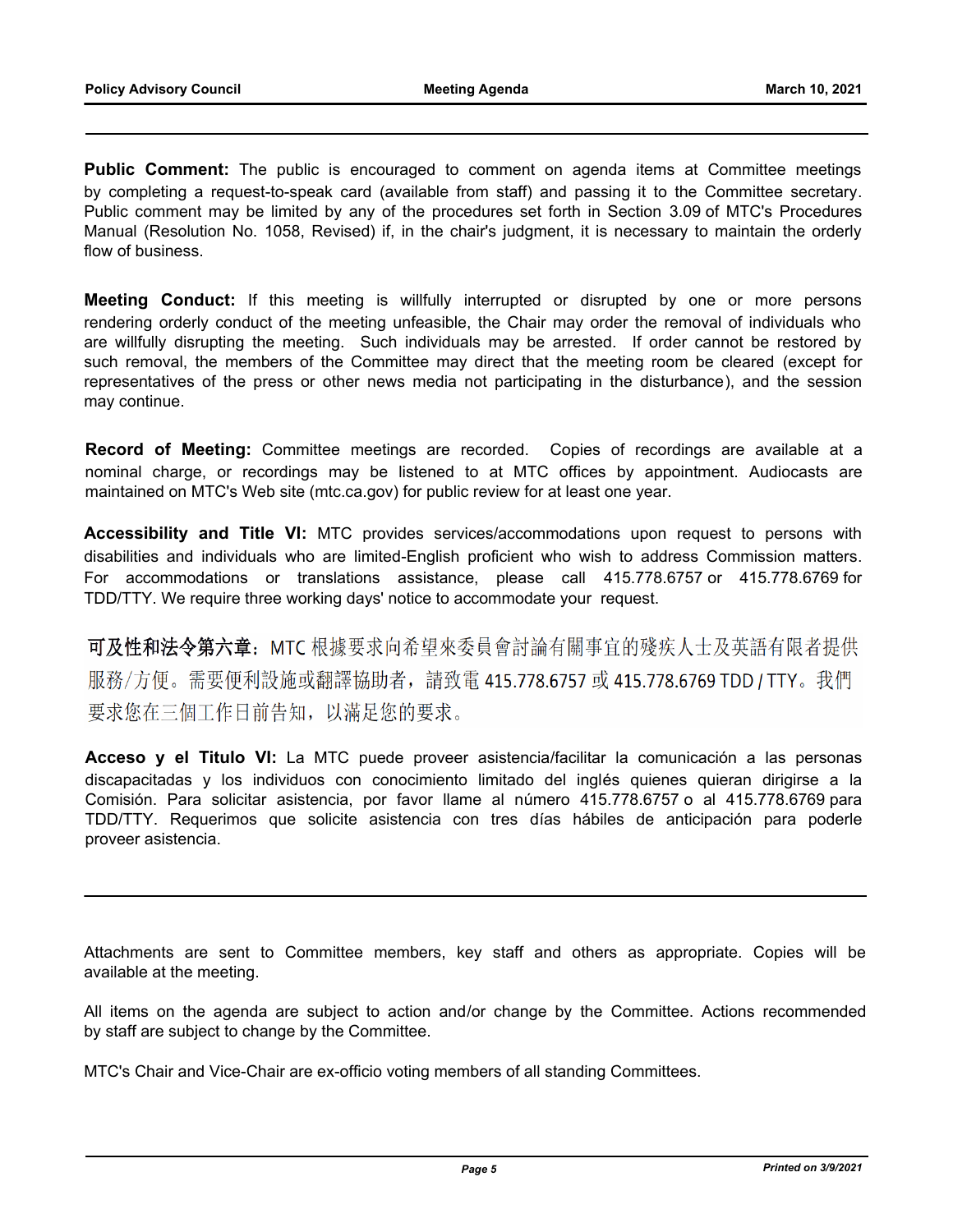**Public Comment:** The public is encouraged to comment on agenda items at Committee meetings by completing a request-to-speak card (available from staff) and passing it to the Committee secretary. Public comment may be limited by any of the procedures set forth in Section 3.09 of MTC's Procedures Manual (Resolution No. 1058, Revised) if, in the chair's judgment, it is necessary to maintain the orderly flow of business.

**Meeting Conduct:** If this meeting is willfully interrupted or disrupted by one or more persons rendering orderly conduct of the meeting unfeasible, the Chair may order the removal of individuals who are willfully disrupting the meeting. Such individuals may be arrested. If order cannot be restored by such removal, the members of the Committee may direct that the meeting room be cleared (except for representatives of the press or other news media not participating in the disturbance), and the session may continue.

**Record of Meeting:** Committee meetings are recorded. Copies of recordings are available at a nominal charge, or recordings may be listened to at MTC offices by appointment. Audiocasts are maintained on MTC's Web site (mtc.ca.gov) for public review for at least one year.

**Accessibility and Title VI:** MTC provides services/accommodations upon request to persons with disabilities and individuals who are limited-English proficient who wish to address Commission matters. For accommodations or translations assistance, please call 415.778.6757 or 415.778.6769 for TDD/TTY. We require three working days' notice to accommodate your request.

**可及性和法令第六章**：MTC 根據要求向希望來委員會討論有關事宜的殘疾人士及英語有限者提供服務/方便。需要便利設施或翻譯協助者，請致電 415.778.6757 或 415.778.6769 TDD / TTY。我們要求您在三個工作日前告知，以滿足您的要求。

**Acceso y el Titulo VI:** La MTC puede proveer asistencia/facilitar la comunicación a las personas discapacitadas y los individuos con conocimiento limitado del inglés quienes quieran dirigirse a la Comisión. Para solicitar asistencia, por favor llame al número 415.778.6757 o al 415.778.6769 para TDD/TTY. Requerimos que solicite asistencia con tres días hábiles de anticipación para poderle proveer asistencia.

---

Attachments are sent to Committee members, key staff and others as appropriate. Copies will be available at the meeting.

All items on the agenda are subject to action and/or change by the Committee. Actions recommended by staff are subject to change by the Committee.

MTC's Chair and Vice-Chair are ex-officio voting members of all standing Committees.